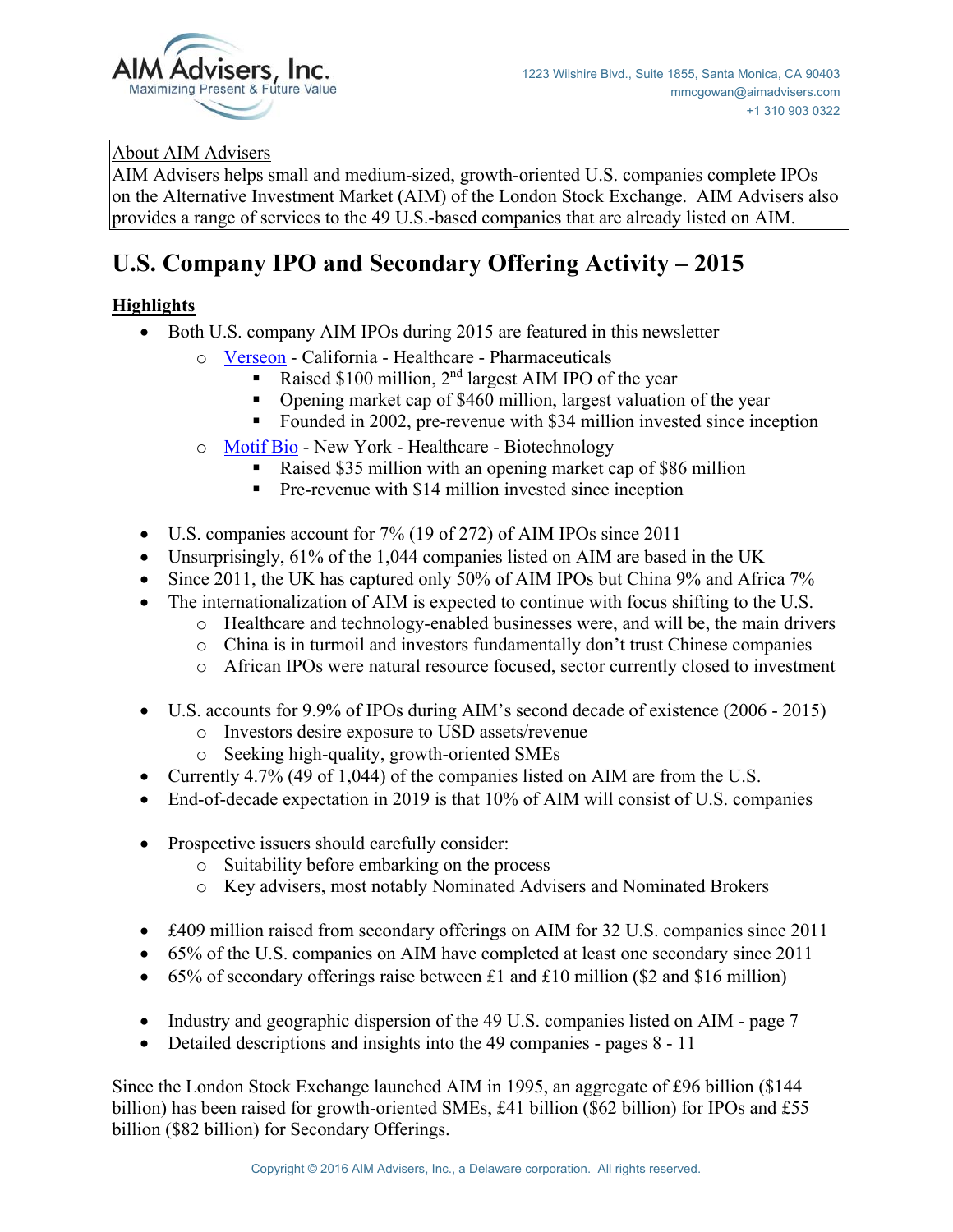AIM Advisers, Inc.
Maximizing Present & Future Value

1223 Wilshire Blvd., Suite 1855, Santa Monica, CA 90403
mmcgowan@aimadvisers.com
+1 310 903 0322

About AIM Advisers
AIM Advisers helps small and medium-sized, growth-oriented U.S. companies complete IPOs on the Alternative Investment Market (AIM) of the London Stock Exchange. AIM Advisers also provides a range of services to the 49 U.S.-based companies that are already listed on AIM.

# U.S. Company IPO and Secondary Offering Activity – 2015

## Highlights

- Both U.S. company AIM IPOs during 2015 are featured in this newsletter
  - Verseon - California - Healthcare - Pharmaceuticals
    - Raised $100 million, 2nd largest AIM IPO of the year
    - Opening market cap of $460 million, largest valuation of the year
    - Founded in 2002, pre-revenue with $34 million invested since inception
  - Motif Bio - New York - Healthcare - Biotechnology
    - Raised $35 million with an opening market cap of $86 million
    - Pre-revenue with $14 million invested since inception

- U.S. companies account for 7% (19 of 272) of AIM IPOs since 2011
- Unsurprisingly, 61% of the 1,044 companies listed on AIM are based in the UK
- Since 2011, the UK has captured only 50% of AIM IPOs but China 9% and Africa 7%
- The internationalization of AIM is expected to continue with focus shifting to the U.S.
  - Healthcare and technology-enabled businesses were, and will be, the main drivers
  - China is in turmoil and investors fundamentally don't trust Chinese companies
  - African IPOs were natural resource focused, sector currently closed to investment

- U.S. accounts for 9.9% of IPOs during AIM's second decade of existence (2006 - 2015)
  - Investors desire exposure to USD assets/revenue
  - Seeking high-quality, growth-oriented SMEs
- Currently 4.7% (49 of 1,044) of the companies listed on AIM are from the U.S.
- End-of-decade expectation in 2019 is that 10% of AIM will consist of U.S. companies

- Prospective issuers should carefully consider:
  - Suitability before embarking on the process
  - Key advisers, most notably Nominated Advisers and Nominated Brokers

- £409 million raised from secondary offerings on AIM for 32 U.S. companies since 2011
- 65% of the U.S. companies on AIM have completed at least one secondary since 2011
- 65% of secondary offerings raise between £1 and £10 million ($2 and $16 million)

- Industry and geographic dispersion of the 49 U.S. companies listed on AIM - page 7
- Detailed descriptions and insights into the 49 companies - pages 8 - 11

Since the London Stock Exchange launched AIM in 1995, an aggregate of £96 billion ($144 billion) has been raised for growth-oriented SMEs, £41 billion ($62 billion) for IPOs and £55 billion ($82 billion) for Secondary Offerings.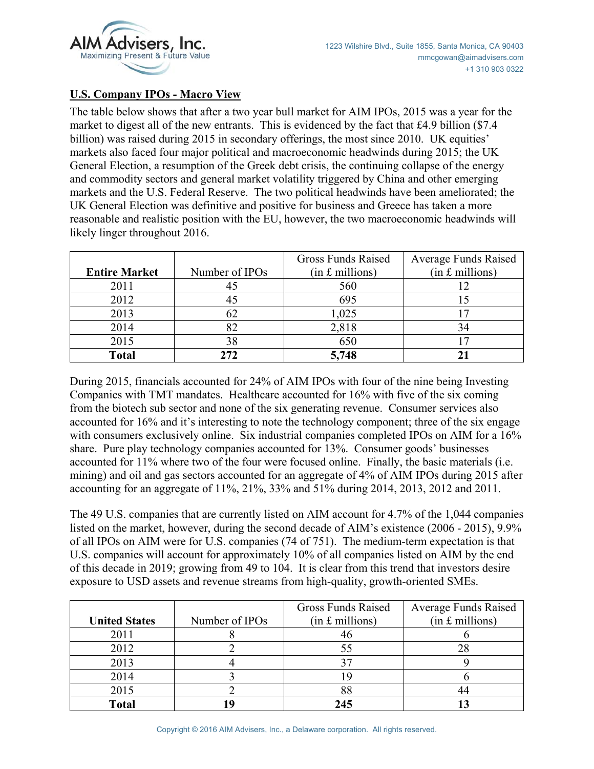## U.S. Company IPOs - Macro View

The table below shows that after a two year bull market for AIM IPOs, 2015 was a year for the market to digest all of the new entrants. This is evidenced by the fact that £4.9 billion ($7.4 billion) was raised during 2015 in secondary offerings, the most since 2010. UK equities' markets also faced four major political and macroeconomic headwinds during 2015; the UK General Election, a resumption of the Greek debt crisis, the continuing collapse of the energy and commodity sectors and general market volatility triggered by China and other emerging markets and the U.S. Federal Reserve. The two political headwinds have been ameliorated; the UK General Election was definitive and positive for business and Greece has taken a more reasonable and realistic position with the EU, however, the two macroeconomic headwinds will likely linger throughout 2016.

| **Entire Market** | Number of IPOs | Gross Funds Raised (in £ millions) | Average Funds Raised (in £ millions) |
|---|---|---|---|
| 2011 | 45 | 560 | 12 |
| 2012 | 45 | 695 | 15 |
| 2013 | 62 | 1,025 | 17 |
| 2014 | 82 | 2,818 | 34 |
| 2015 | 38 | 650 | 17 |
| **Total** | **272** | **5,748** | **21** |

During 2015, financials accounted for 24% of AIM IPOs with four of the nine being Investing Companies with TMT mandates. Healthcare accounted for 16% with five of the six coming from the biotech sub sector and none of the six generating revenue. Consumer services also accounted for 16% and it's interesting to note the technology component; three of the six engage with consumers exclusively online. Six industrial companies completed IPOs on AIM for a 16% share. Pure play technology companies accounted for 13%. Consumer goods' businesses accounted for 11% where two of the four were focused online. Finally, the basic materials (i.e. mining) and oil and gas sectors accounted for an aggregate of 4% of AIM IPOs during 2015 after accounting for an aggregate of 11%, 21%, 33% and 51% during 2014, 2013, 2012 and 2011.

The 49 U.S. companies that are currently listed on AIM account for 4.7% of the 1,044 companies listed on the market, however, during the second decade of AIM's existence (2006 - 2015), 9.9% of all IPOs on AIM were for U.S. companies (74 of 751). The medium-term expectation is that U.S. companies will account for approximately 10% of all companies listed on AIM by the end of this decade in 2019; growing from 49 to 104. It is clear from this trend that investors desire exposure to USD assets and revenue streams from high-quality, growth-oriented SMEs.

| **United States** | Number of IPOs | Gross Funds Raised (in £ millions) | Average Funds Raised (in £ millions) |
|---|---|---|---|
| 2011 | 8 | 46 | 6 |
| 2012 | 2 | 55 | 28 |
| 2013 | 4 | 37 | 9 |
| 2014 | 3 | 19 | 6 |
| 2015 | 2 | 88 | 44 |
| **Total** | **19** | **245** | **13** |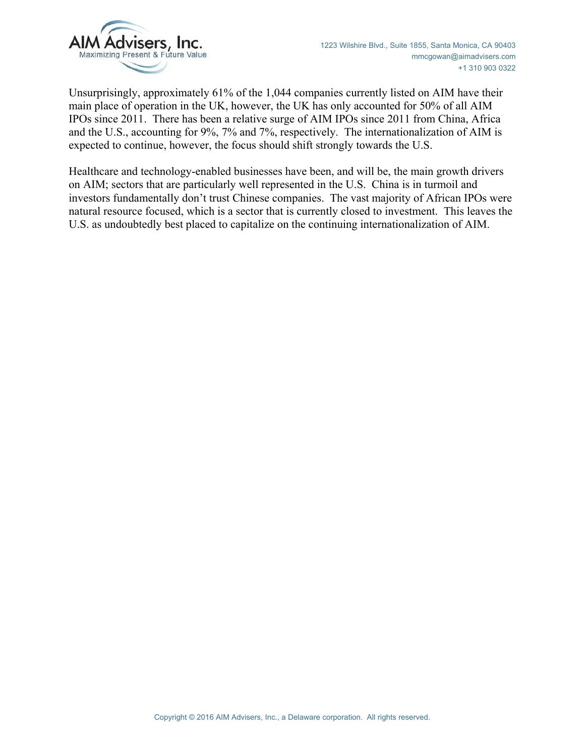Unsurprisingly, approximately 61% of the 1,044 companies currently listed on AIM have their main place of operation in the UK, however, the UK has only accounted for 50% of all AIM IPOs since 2011. There has been a relative surge of AIM IPOs since 2011 from China, Africa and the U.S., accounting for 9%, 7% and 7%, respectively. The internationalization of AIM is expected to continue, however, the focus should shift strongly towards the U.S.

Healthcare and technology-enabled businesses have been, and will be, the main growth drivers on AIM; sectors that are particularly well represented in the U.S. China is in turmoil and investors fundamentally don't trust Chinese companies. The vast majority of African IPOs were natural resource focused, which is a sector that is currently closed to investment. This leaves the U.S. as undoubtedly best placed to capitalize on the continuing internationalization of AIM.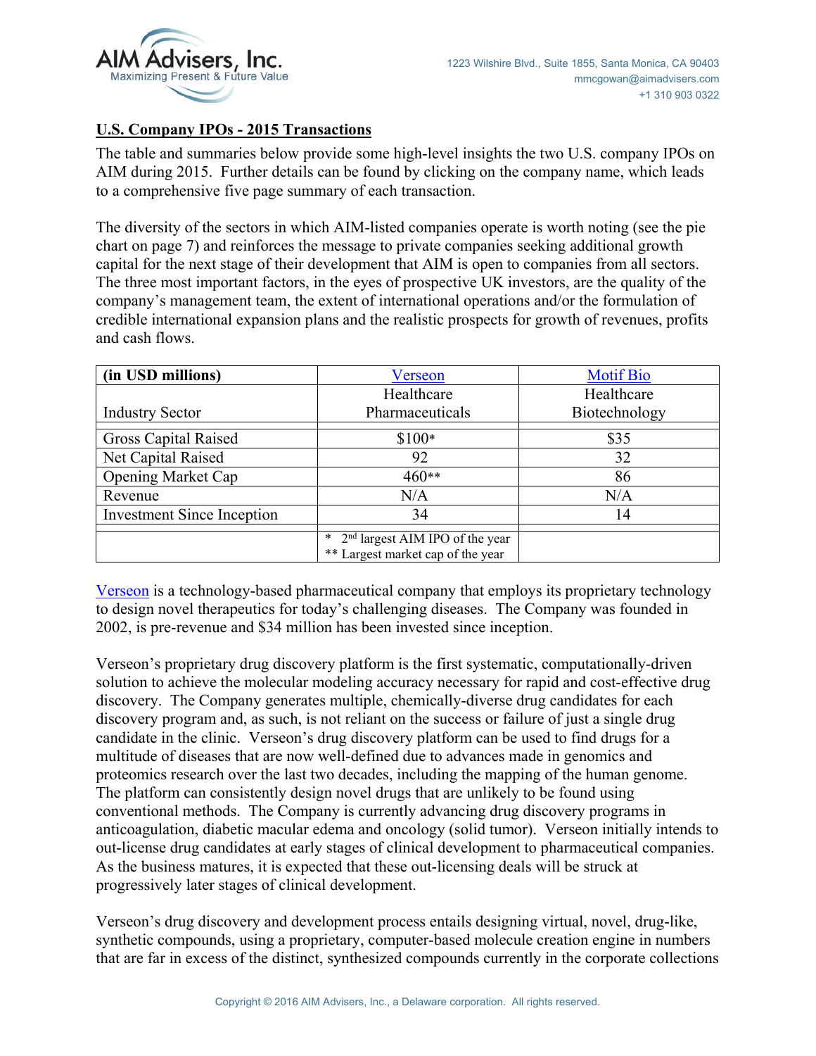## U.S. Company IPOs - 2015 Transactions

The table and summaries below provide some high-level insights the two U.S. company IPOs on AIM during 2015. Further details can be found by clicking on the company name, which leads to a comprehensive five page summary of each transaction.

The diversity of the sectors in which AIM-listed companies operate is worth noting (see the pie chart on page 7) and reinforces the message to private companies seeking additional growth capital for the next stage of their development that AIM is open to companies from all sectors. The three most important factors, in the eyes of prospective UK investors, are the quality of the company's management team, the extent of international operations and/or the formulation of credible international expansion plans and the realistic prospects for growth of revenues, profits and cash flows.

| (in USD millions) | Verseon | Motif Bio |
|---|---|---|
| Industry Sector | Healthcare Pharmaceuticals | Healthcare Biotechnology |
| Gross Capital Raised | $100* | $35 |
| Net Capital Raised | 92 | 32 |
| Opening Market Cap | 460** | 86 |
| Revenue | N/A | N/A |
| Investment Since Inception | 34 | 14 |
| | * 2nd largest AIM IPO of the year<br>** Largest market cap of the year | |

Verseon is a technology-based pharmaceutical company that employs its proprietary technology to design novel therapeutics for today's challenging diseases. The Company was founded in 2002, is pre-revenue and $34 million has been invested since inception.

Verseon's proprietary drug discovery platform is the first systematic, computationally-driven solution to achieve the molecular modeling accuracy necessary for rapid and cost-effective drug discovery. The Company generates multiple, chemically-diverse drug candidates for each discovery program and, as such, is not reliant on the success or failure of just a single drug candidate in the clinic. Verseon's drug discovery platform can be used to find drugs for a multitude of diseases that are now well-defined due to advances made in genomics and proteomics research over the last two decades, including the mapping of the human genome. The platform can consistently design novel drugs that are unlikely to be found using conventional methods. The Company is currently advancing drug discovery programs in anticoagulation, diabetic macular edema and oncology (solid tumor). Verseon initially intends to out-license drug candidates at early stages of clinical development to pharmaceutical companies. As the business matures, it is expected that these out-licensing deals will be struck at progressively later stages of clinical development.

Verseon's drug discovery and development process entails designing virtual, novel, drug-like, synthetic compounds, using a proprietary, computer-based molecule creation engine in numbers that are far in excess of the distinct, synthesized compounds currently in the corporate collections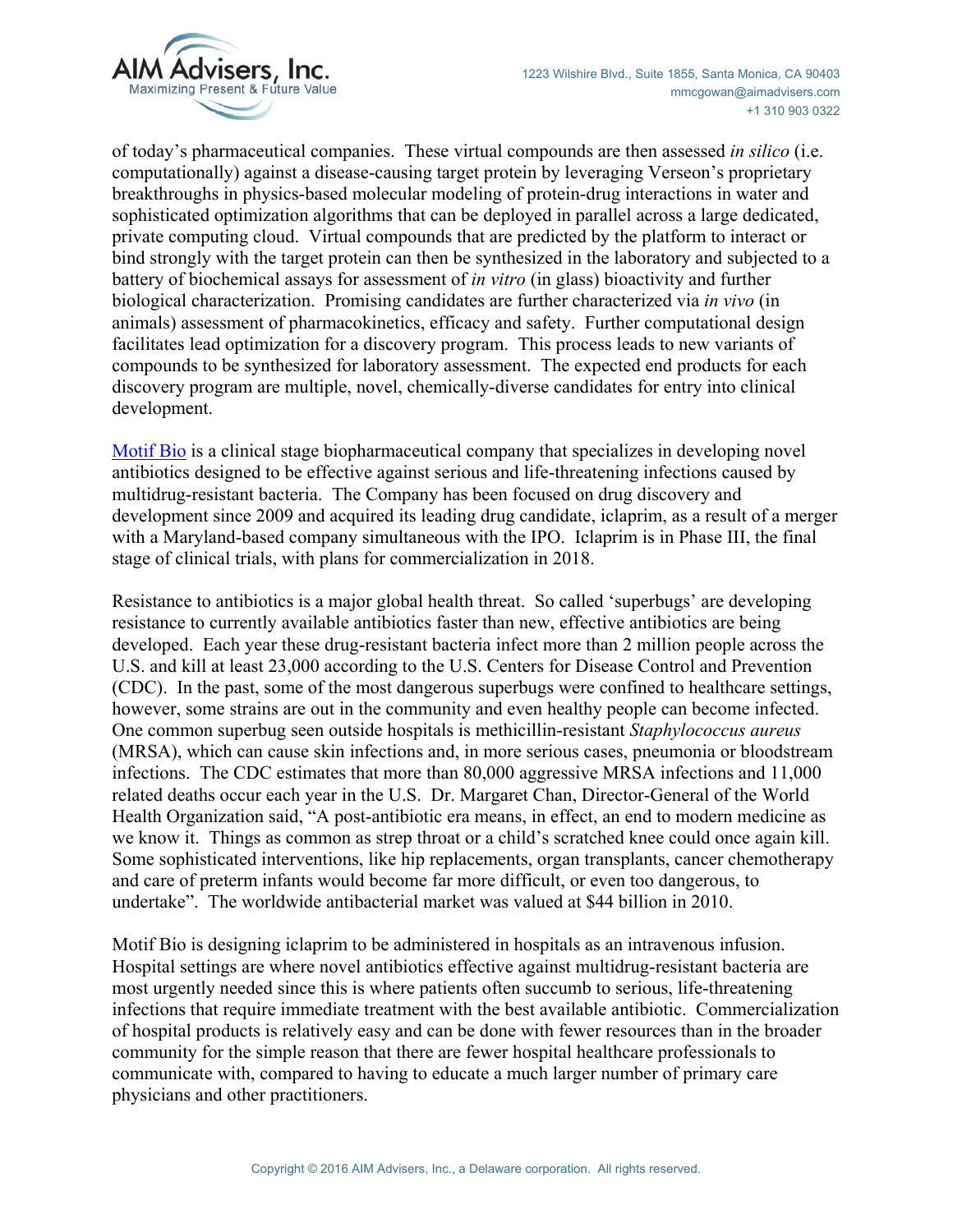of today's pharmaceutical companies. These virtual compounds are then assessed *in silico* (i.e. computationally) against a disease-causing target protein by leveraging Verseon's proprietary breakthroughs in physics-based molecular modeling of protein-drug interactions in water and sophisticated optimization algorithms that can be deployed in parallel across a large dedicated, private computing cloud. Virtual compounds that are predicted by the platform to interact or bind strongly with the target protein can then be synthesized in the laboratory and subjected to a battery of biochemical assays for assessment of *in vitro* (in glass) bioactivity and further biological characterization. Promising candidates are further characterized via *in vivo* (in animals) assessment of pharmacokinetics, efficacy and safety. Further computational design facilitates lead optimization for a discovery program. This process leads to new variants of compounds to be synthesized for laboratory assessment. The expected end products for each discovery program are multiple, novel, chemically-diverse candidates for entry into clinical development.

Motif Bio is a clinical stage biopharmaceutical company that specializes in developing novel antibiotics designed to be effective against serious and life-threatening infections caused by multidrug-resistant bacteria. The Company has been focused on drug discovery and development since 2009 and acquired its leading drug candidate, iclaprim, as a result of a merger with a Maryland-based company simultaneous with the IPO. Iclaprim is in Phase III, the final stage of clinical trials, with plans for commercialization in 2018.

Resistance to antibiotics is a major global health threat. So called 'superbugs' are developing resistance to currently available antibiotics faster than new, effective antibiotics are being developed. Each year these drug-resistant bacteria infect more than 2 million people across the U.S. and kill at least 23,000 according to the U.S. Centers for Disease Control and Prevention (CDC). In the past, some of the most dangerous superbugs were confined to healthcare settings, however, some strains are out in the community and even healthy people can become infected. One common superbug seen outside hospitals is methicillin-resistant *Staphylococcus aureus* (MRSA), which can cause skin infections and, in more serious cases, pneumonia or bloodstream infections. The CDC estimates that more than 80,000 aggressive MRSA infections and 11,000 related deaths occur each year in the U.S. Dr. Margaret Chan, Director-General of the World Health Organization said, "A post-antibiotic era means, in effect, an end to modern medicine as we know it. Things as common as strep throat or a child's scratched knee could once again kill. Some sophisticated interventions, like hip replacements, organ transplants, cancer chemotherapy and care of preterm infants would become far more difficult, or even too dangerous, to undertake". The worldwide antibacterial market was valued at $44 billion in 2010.

Motif Bio is designing iclaprim to be administered in hospitals as an intravenous infusion. Hospital settings are where novel antibiotics effective against multidrug-resistant bacteria are most urgently needed since this is where patients often succumb to serious, life-threatening infections that require immediate treatment with the best available antibiotic. Commercialization of hospital products is relatively easy and can be done with fewer resources than in the broader community for the simple reason that there are fewer hospital healthcare professionals to communicate with, compared to having to educate a much larger number of primary care physicians and other practitioners.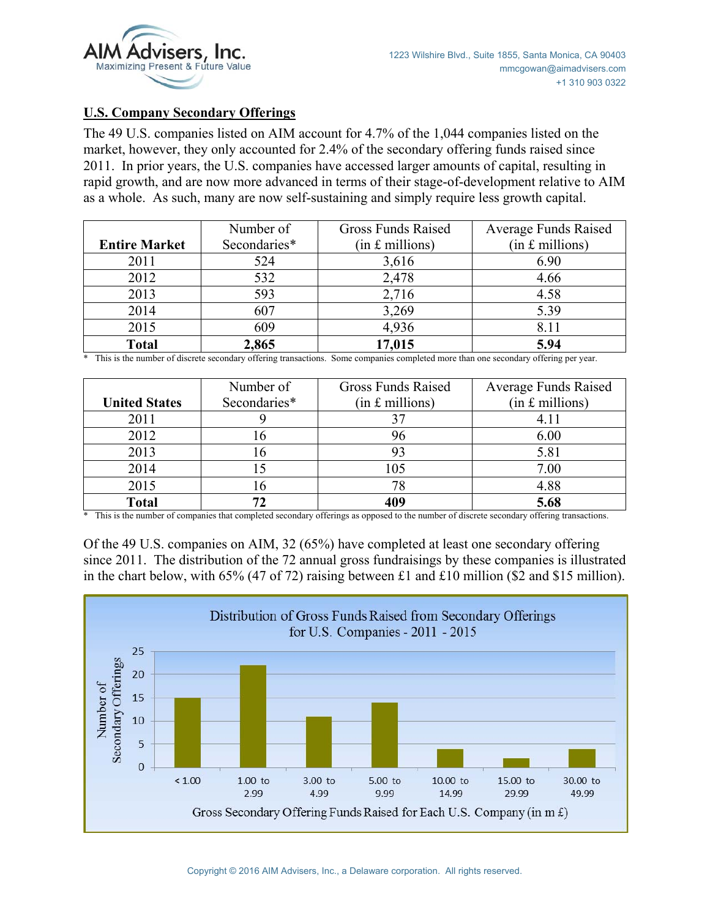## U.S. Company Secondary Offerings

The 49 U.S. companies listed on AIM account for 4.7% of the 1,044 companies listed on the market, however, they only accounted for 2.4% of the secondary offering funds raised since 2011. In prior years, the U.S. companies have accessed larger amounts of capital, resulting in rapid growth, and are now more advanced in terms of their stage-of-development relative to AIM as a whole. As such, many are now self-sustaining and simply require less growth capital.

| Entire Market | Number of Secondaries* | Gross Funds Raised (in £ millions) | Average Funds Raised (in £ millions) |
|---|---|---|---|
| 2011 | 524 | 3,616 | 6.90 |
| 2012 | 532 | 2,478 | 4.66 |
| 2013 | 593 | 2,716 | 4.58 |
| 2014 | 607 | 3,269 | 5.39 |
| 2015 | 609 | 4,936 | 8.11 |
| **Total** | **2,865** | **17,015** | **5.94** |

\* This is the number of discrete secondary offering transactions. Some companies completed more than one secondary offering per year.

| United States | Number of Secondaries* | Gross Funds Raised (in £ millions) | Average Funds Raised (in £ millions) |
|---|---|---|---|
| 2011 | 9 | 37 | 4.11 |
| 2012 | 16 | 96 | 6.00 |
| 2013 | 16 | 93 | 5.81 |
| 2014 | 15 | 105 | 7.00 |
| 2015 | 16 | 78 | 4.88 |
| **Total** | **72** | **409** | **5.68** |

\* This is the number of companies that completed secondary offerings as opposed to the number of discrete secondary offering transactions.

Of the 49 U.S. companies on AIM, 32 (65%) have completed at least one secondary offering since 2011. The distribution of the 72 annual gross fundraisings by these companies is illustrated in the chart below, with 65% (47 of 72) raising between £1 and £10 million ($2 and $15 million).

**Distribution of Gross Funds Raised from Secondary Offerings for U.S. Companies - 2011 - 2015**

| Gross Secondary Offering Funds Raised for Each U.S. Company (in m £) | Number of Secondary Offerings |
|---|---|
| < 1.00 | 15 |
| 1.00 to 2.99 | 22 |
| 3.00 to 4.99 | 11 |
| 5.00 to 9.99 | 14 |
| 10.00 to 14.99 | 4 |
| 15.00 to 29.99 | 2 |
| 30.00 to 49.99 | 4 |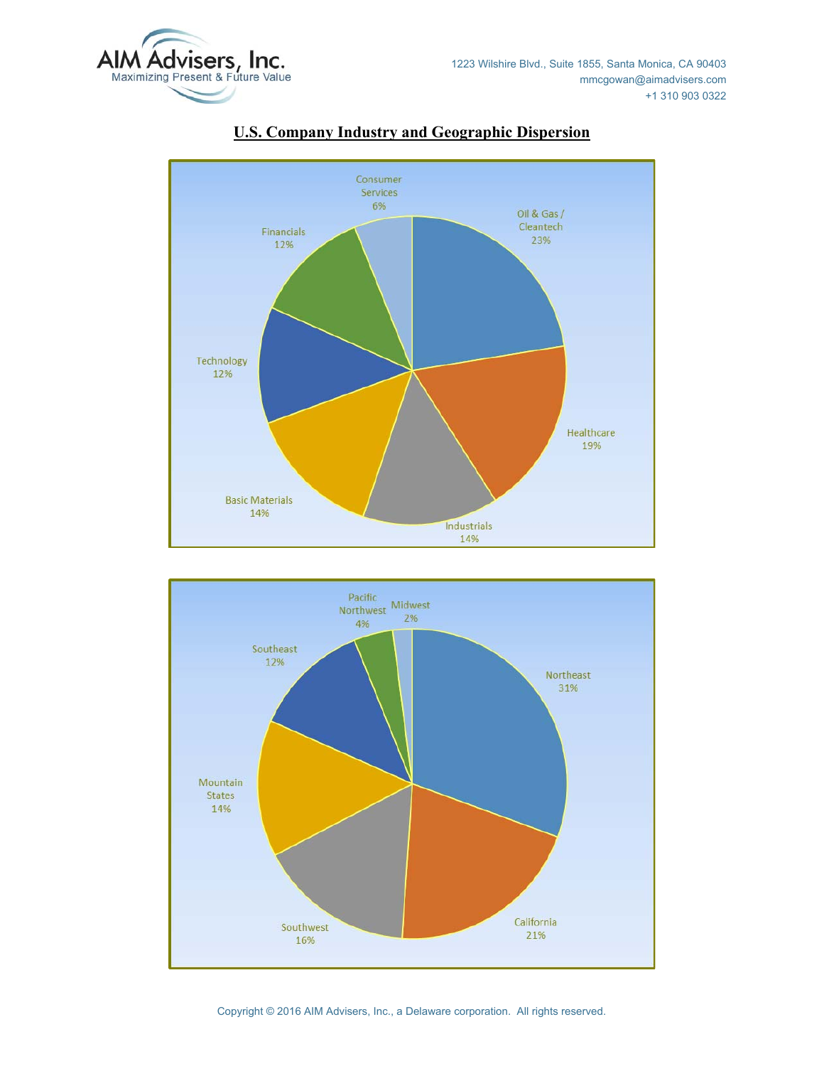AIM Advisers, Inc.
Maximizing Present & Future Value

1223 Wilshire Blvd., Suite 1855, Santa Monica, CA 90403
mmcgowan@aimadvisers.com
+1 310 903 0322

## U.S. Company Industry and Geographic Dispersion

Oil & Gas / Cleantech 23%
Healthcare 19%
Industrials 14%
Basic Materials 14%
Technology 12%
Financials 12%
Consumer Services 6%

Northeast 31%
California 21%
Southwest 16%
Mountain States 14%
Southeast 12%
Pacific Northwest 4%
Midwest 2%

Copyright © 2016 AIM Advisers, Inc., a Delaware corporation. All rights reserved.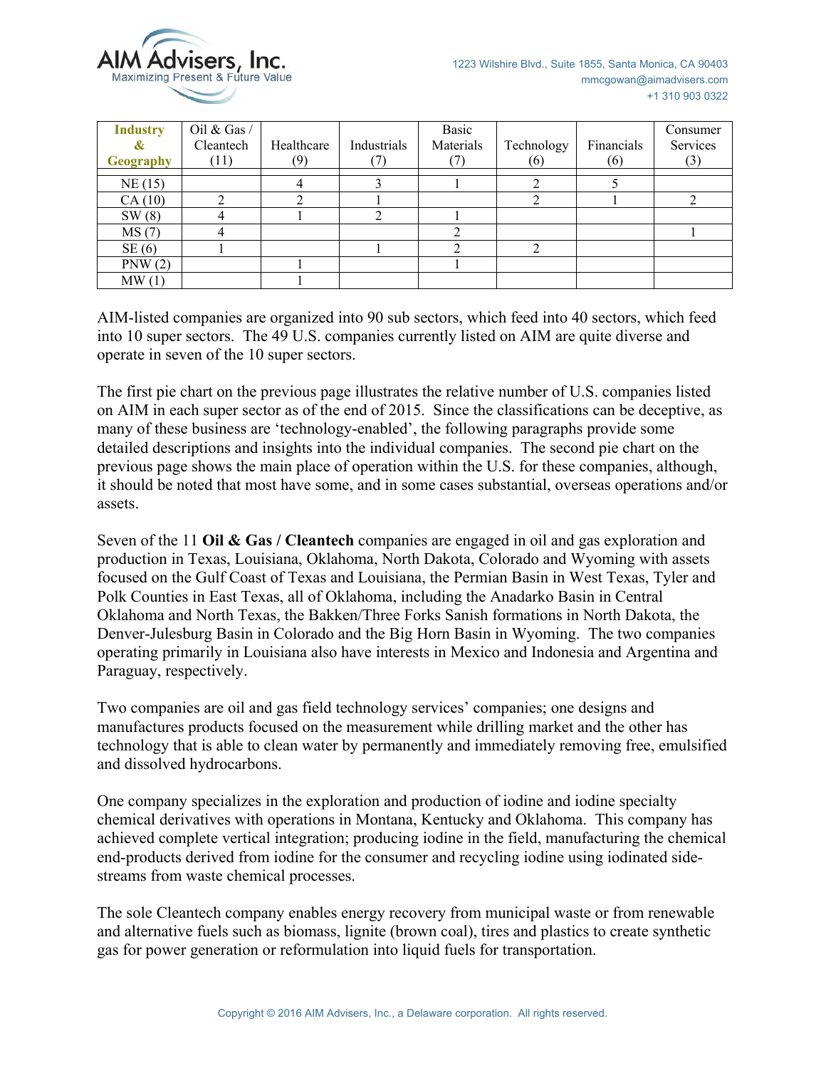| Industry & Geography | Oil & Gas / Cleantech (11) | Healthcare (9) | Industrials (7) | Basic Materials (7) | Technology (6) | Financials (6) | Consumer Services (3) |
|---|---|---|---|---|---|---|---|
| NE (15) | | 4 | 3 | 1 | 2 | 5 | |
| CA (10) | 2 | 2 | 1 | | 2 | 1 | 2 |
| SW (8) | 4 | 1 | 2 | 1 | | | |
| MS (7) | 4 | | | 2 | | | 1 |
| SE (6) | 1 | | 1 | 2 | 2 | | |
| PNW (2) | | 1 | | 1 | | | |
| MW (1) | | 1 | | | | | |

AIM-listed companies are organized into 90 sub sectors, which feed into 40 sectors, which feed into 10 super sectors. The 49 U.S. companies currently listed on AIM are quite diverse and operate in seven of the 10 super sectors.

The first pie chart on the previous page illustrates the relative number of U.S. companies listed on AIM in each super sector as of the end of 2015. Since the classifications can be deceptive, as many of these business are 'technology-enabled', the following paragraphs provide some detailed descriptions and insights into the individual companies. The second pie chart on the previous page shows the main place of operation within the U.S. for these companies, although, it should be noted that most have some, and in some cases substantial, overseas operations and/or assets.

Seven of the 11 **Oil & Gas / Cleantech** companies are engaged in oil and gas exploration and production in Texas, Louisiana, Oklahoma, North Dakota, Colorado and Wyoming with assets focused on the Gulf Coast of Texas and Louisiana, the Permian Basin in West Texas, Tyler and Polk Counties in East Texas, all of Oklahoma, including the Anadarko Basin in Central Oklahoma and North Texas, the Bakken/Three Forks Sanish formations in North Dakota, the Denver-Julesburg Basin in Colorado and the Big Horn Basin in Wyoming. The two companies operating primarily in Louisiana also have interests in Mexico and Indonesia and Argentina and Paraguay, respectively.

Two companies are oil and gas field technology services' companies; one designs and manufactures products focused on the measurement while drilling market and the other has technology that is able to clean water by permanently and immediately removing free, emulsified and dissolved hydrocarbons.

One company specializes in the exploration and production of iodine and iodine specialty chemical derivatives with operations in Montana, Kentucky and Oklahoma. This company has achieved complete vertical integration; producing iodine in the field, manufacturing the chemical end-products derived from iodine for the consumer and recycling iodine using iodinated side-streams from waste chemical processes.

The sole Cleantech company enables energy recovery from municipal waste or from renewable and alternative fuels such as biomass, lignite (brown coal), tires and plastics to create synthetic gas for power generation or reformulation into liquid fuels for transportation.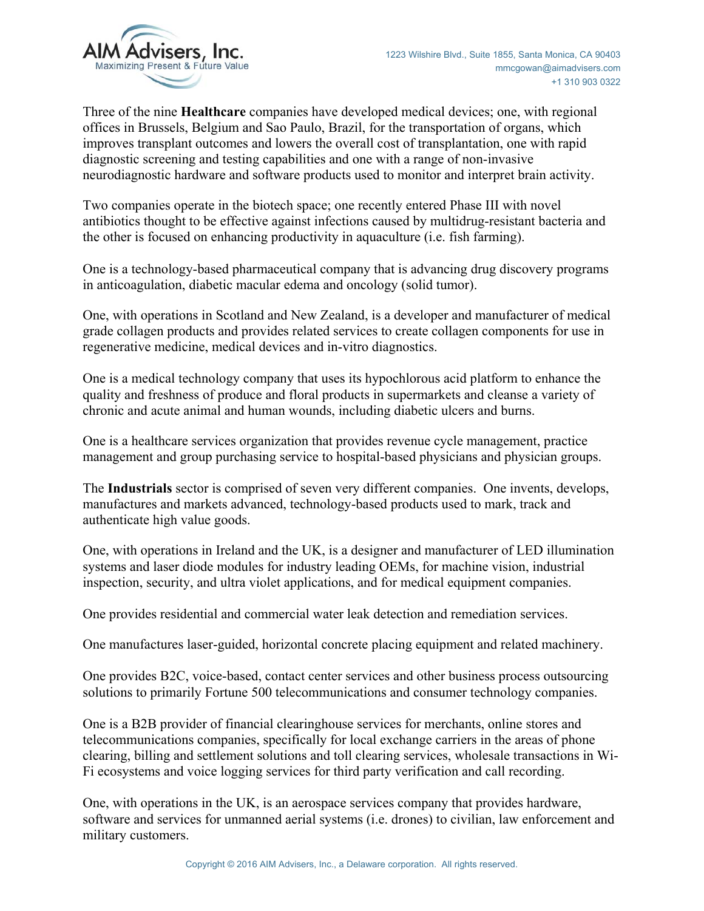Three of the nine **Healthcare** companies have developed medical devices; one, with regional offices in Brussels, Belgium and Sao Paulo, Brazil, for the transportation of organs, which improves transplant outcomes and lowers the overall cost of transplantation, one with rapid diagnostic screening and testing capabilities and one with a range of non-invasive neurodiagnostic hardware and software products used to monitor and interpret brain activity.

Two companies operate in the biotech space; one recently entered Phase III with novel antibiotics thought to be effective against infections caused by multidrug-resistant bacteria and the other is focused on enhancing productivity in aquaculture (i.e. fish farming).

One is a technology-based pharmaceutical company that is advancing drug discovery programs in anticoagulation, diabetic macular edema and oncology (solid tumor).

One, with operations in Scotland and New Zealand, is a developer and manufacturer of medical grade collagen products and provides related services to create collagen components for use in regenerative medicine, medical devices and in-vitro diagnostics.

One is a medical technology company that uses its hypochlorous acid platform to enhance the quality and freshness of produce and floral products in supermarkets and cleanse a variety of chronic and acute animal and human wounds, including diabetic ulcers and burns.

One is a healthcare services organization that provides revenue cycle management, practice management and group purchasing service to hospital-based physicians and physician groups.

The **Industrials** sector is comprised of seven very different companies. One invents, develops, manufactures and markets advanced, technology-based products used to mark, track and authenticate high value goods.

One, with operations in Ireland and the UK, is a designer and manufacturer of LED illumination systems and laser diode modules for industry leading OEMs, for machine vision, industrial inspection, security, and ultra violet applications, and for medical equipment companies.

One provides residential and commercial water leak detection and remediation services.

One manufactures laser-guided, horizontal concrete placing equipment and related machinery.

One provides B2C, voice-based, contact center services and other business process outsourcing solutions to primarily Fortune 500 telecommunications and consumer technology companies.

One is a B2B provider of financial clearinghouse services for merchants, online stores and telecommunications companies, specifically for local exchange carriers in the areas of phone clearing, billing and settlement solutions and toll clearing services, wholesale transactions in Wi-Fi ecosystems and voice logging services for third party verification and call recording.

One, with operations in the UK, is an aerospace services company that provides hardware, software and services for unmanned aerial systems (i.e. drones) to civilian, law enforcement and military customers.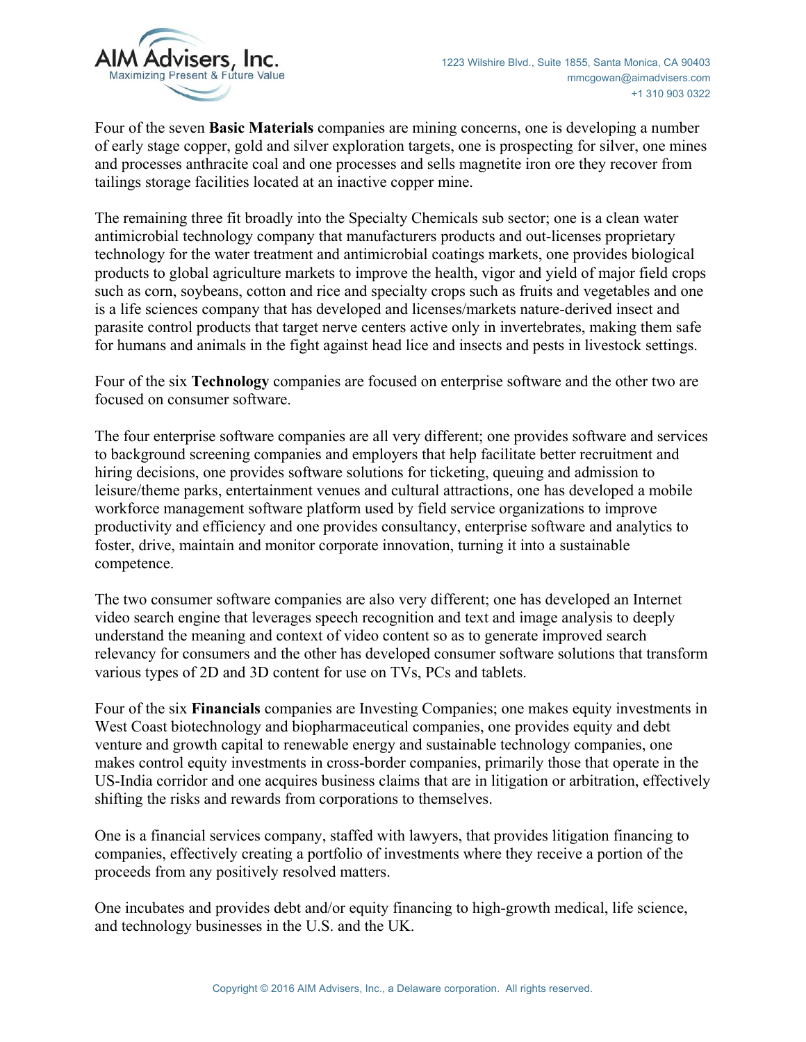Four of the seven **Basic Materials** companies are mining concerns, one is developing a number of early stage copper, gold and silver exploration targets, one is prospecting for silver, one mines and processes anthracite coal and one processes and sells magnetite iron ore they recover from tailings storage facilities located at an inactive copper mine.

The remaining three fit broadly into the Specialty Chemicals sub sector; one is a clean water antimicrobial technology company that manufacturers products and out-licenses proprietary technology for the water treatment and antimicrobial coatings markets, one provides biological products to global agriculture markets to improve the health, vigor and yield of major field crops such as corn, soybeans, cotton and rice and specialty crops such as fruits and vegetables and one is a life sciences company that has developed and licenses/markets nature-derived insect and parasite control products that target nerve centers active only in invertebrates, making them safe for humans and animals in the fight against head lice and insects and pests in livestock settings.

Four of the six **Technology** companies are focused on enterprise software and the other two are focused on consumer software.

The four enterprise software companies are all very different; one provides software and services to background screening companies and employers that help facilitate better recruitment and hiring decisions, one provides software solutions for ticketing, queuing and admission to leisure/theme parks, entertainment venues and cultural attractions, one has developed a mobile workforce management software platform used by field service organizations to improve productivity and efficiency and one provides consultancy, enterprise software and analytics to foster, drive, maintain and monitor corporate innovation, turning it into a sustainable competence.

The two consumer software companies are also very different; one has developed an Internet video search engine that leverages speech recognition and text and image analysis to deeply understand the meaning and context of video content so as to generate improved search relevancy for consumers and the other has developed consumer software solutions that transform various types of 2D and 3D content for use on TVs, PCs and tablets.

Four of the six **Financials** companies are Investing Companies; one makes equity investments in West Coast biotechnology and biopharmaceutical companies, one provides equity and debt venture and growth capital to renewable energy and sustainable technology companies, one makes control equity investments in cross-border companies, primarily those that operate in the US-India corridor and one acquires business claims that are in litigation or arbitration, effectively shifting the risks and rewards from corporations to themselves.

One is a financial services company, staffed with lawyers, that provides litigation financing to companies, effectively creating a portfolio of investments where they receive a portion of the proceeds from any positively resolved matters.

One incubates and provides debt and/or equity financing to high-growth medical, life science, and technology businesses in the U.S. and the UK.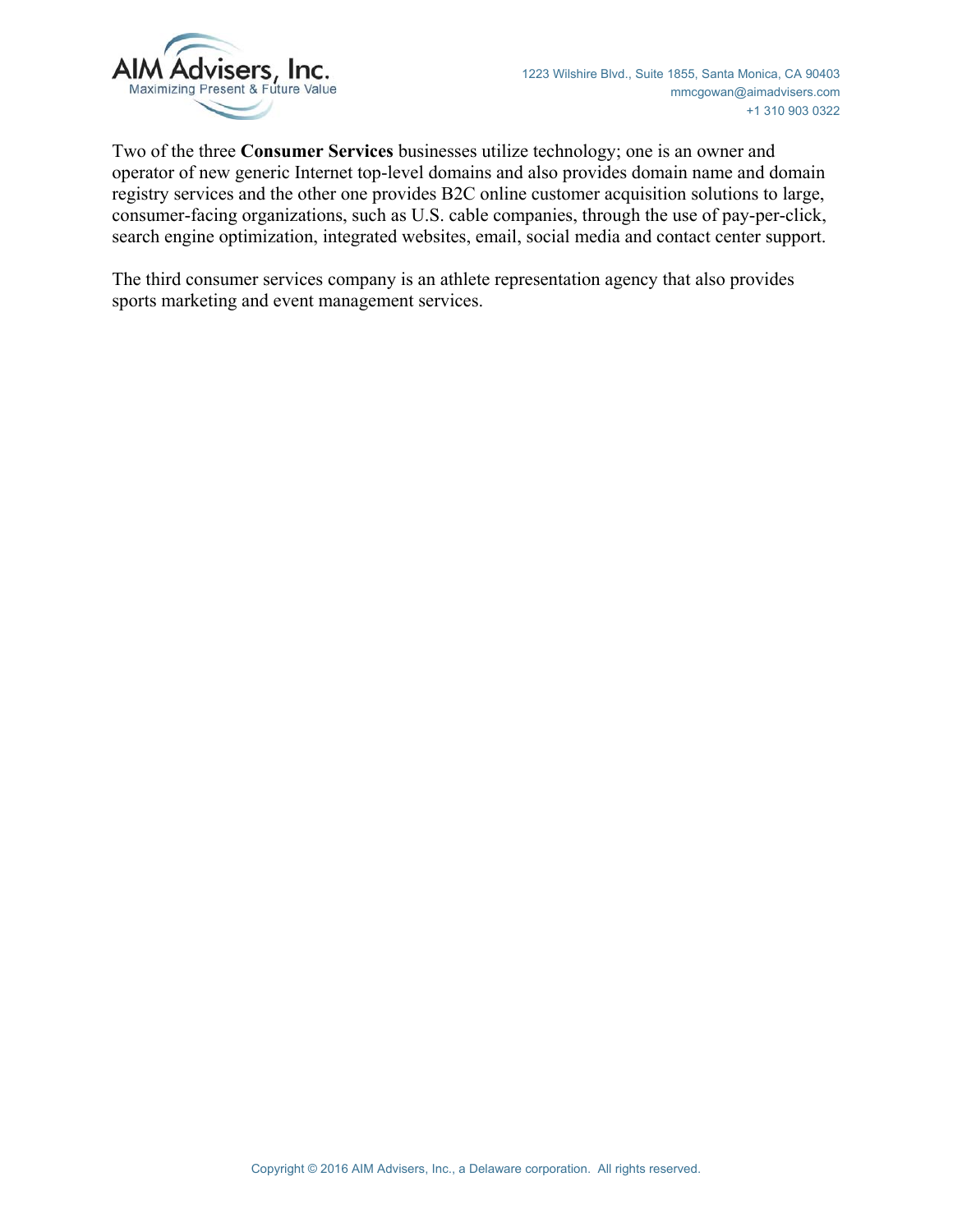Two of the three **Consumer Services** businesses utilize technology; one is an owner and operator of new generic Internet top-level domains and also provides domain name and domain registry services and the other one provides B2C online customer acquisition solutions to large, consumer-facing organizations, such as U.S. cable companies, through the use of pay-per-click, search engine optimization, integrated websites, email, social media and contact center support.

The third consumer services company is an athlete representation agency that also provides sports marketing and event management services.